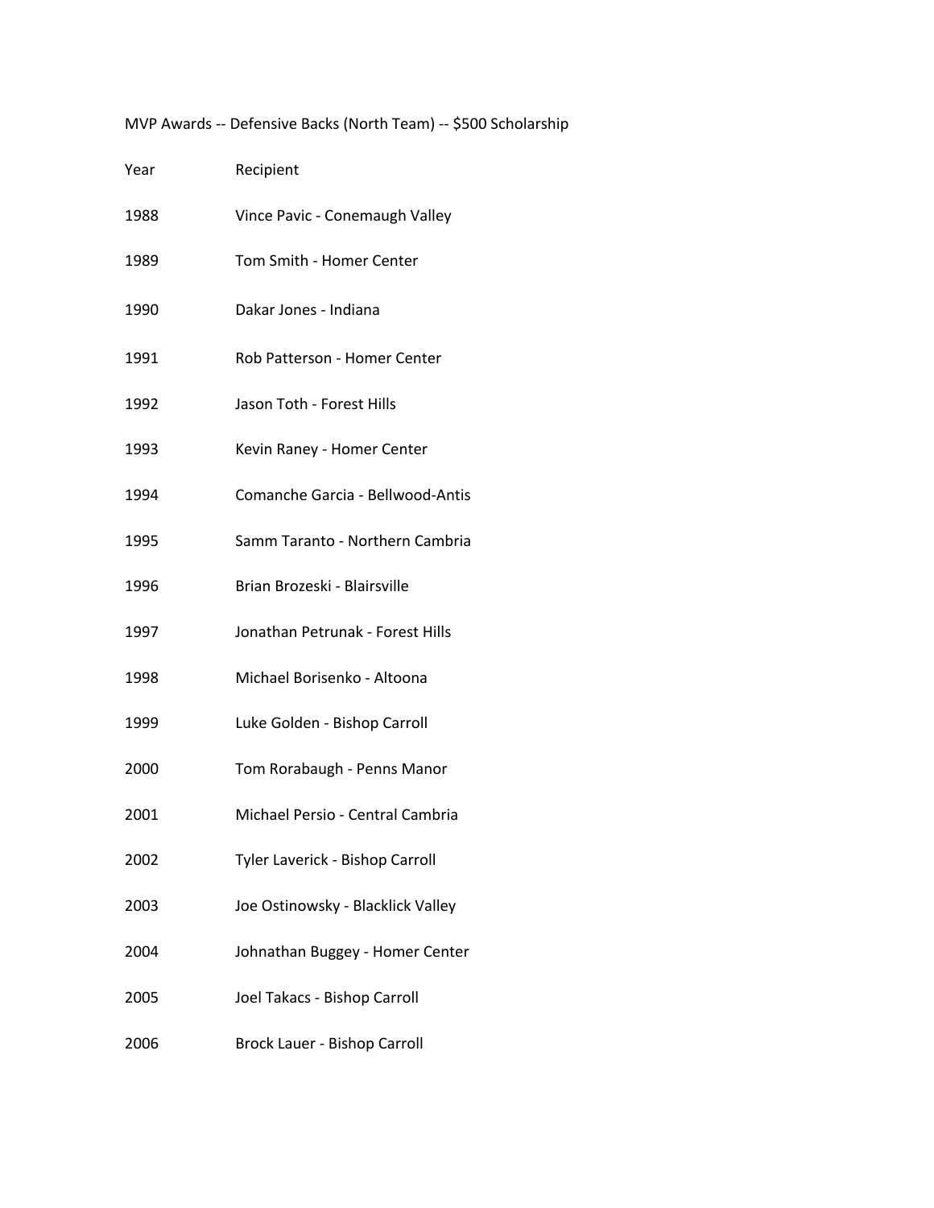MVP Awards -- Defensive Backs (North Team) -- $500 Scholarship

| Year | Recipient |
|---|---|
| 1988 | Vince Pavic - Conemaugh Valley |
| 1989 | Tom Smith - Homer Center |
| 1990 | Dakar Jones - Indiana |
| 1991 | Rob Patterson - Homer Center |
| 1992 | Jason Toth - Forest Hills |
| 1993 | Kevin Raney - Homer Center |
| 1994 | Comanche Garcia - Bellwood-Antis |
| 1995 | Samm Taranto - Northern Cambria |
| 1996 | Brian Brozeski - Blairsville |
| 1997 | Jonathan Petrunak - Forest Hills |
| 1998 | Michael Borisenko - Altoona |
| 1999 | Luke Golden - Bishop Carroll |
| 2000 | Tom Rorabaugh - Penns Manor |
| 2001 | Michael Persio - Central Cambria |
| 2002 | Tyler Laverick - Bishop Carroll |
| 2003 | Joe Ostinowsky - Blacklick Valley |
| 2004 | Johnathan Buggey - Homer Center |
| 2005 | Joel Takacs - Bishop Carroll |
| 2006 | Brock Lauer - Bishop Carroll |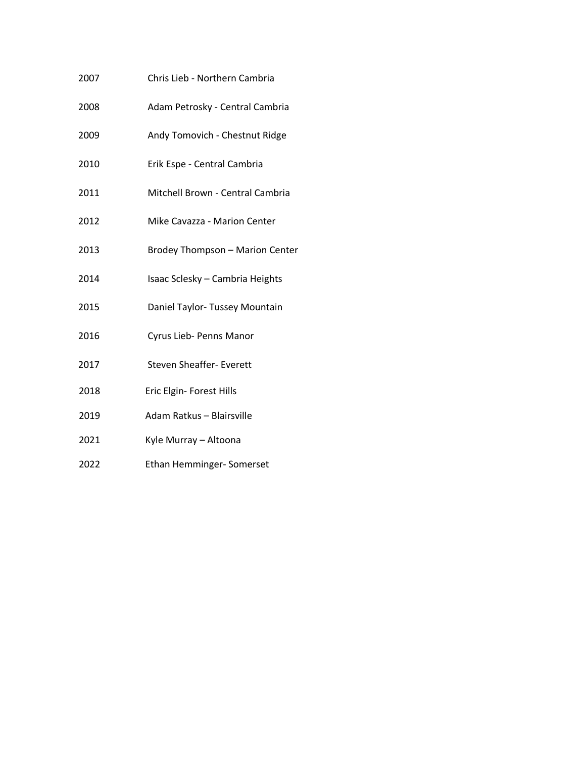| | |
|---|---|
| 2007 | Chris Lieb - Northern Cambria |
| 2008 | Adam Petrosky - Central Cambria |
| 2009 | Andy Tomovich - Chestnut Ridge |
| 2010 | Erik Espe - Central Cambria |
| 2011 | Mitchell Brown - Central Cambria |
| 2012 | Mike Cavazza - Marion Center |
| 2013 | Brodey Thompson – Marion Center |
| 2014 | Isaac Sclesky – Cambria Heights |
| 2015 | Daniel Taylor- Tussey Mountain |
| 2016 | Cyrus Lieb- Penns Manor |
| 2017 | Steven Sheaffer- Everett |
| 2018 | Eric Elgin- Forest Hills |
| 2019 | Adam Ratkus – Blairsville |
| 2021 | Kyle Murray – Altoona |
| 2022 | Ethan Hemminger- Somerset |